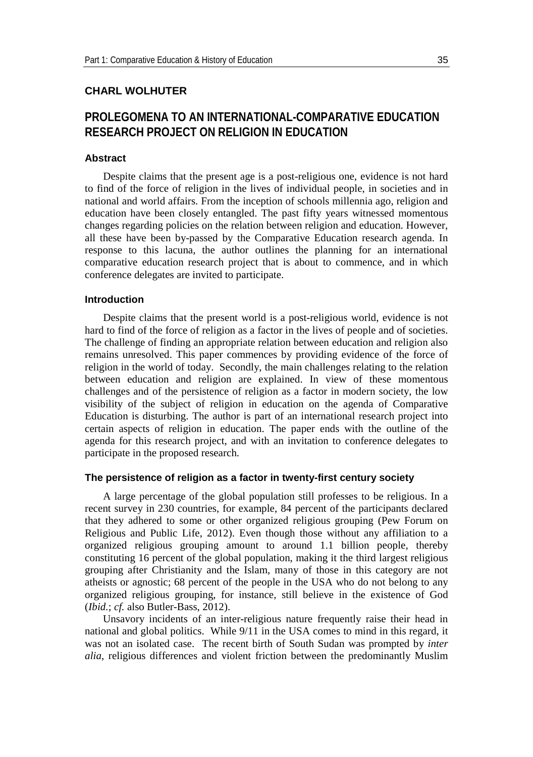**CHARL WOLHUTER**

# PROLEGOMENA TO AN INTERNATIONAL-COMPARATIVE EDUCATION RESEARCH PROJECT ON RELIGION IN EDUCATION

### Abstract

Despite claims that the present age is a post-religious one, evidence is not hard to find of the force of religion in the lives of individual people, in societies and in national and world affairs. From the inception of schools millennia ago, religion and education have been closely entangled. The past fifty years witnessed momentous changes regarding policies on the relation between religion and education. However, all these have been by-passed by the Comparative Education research agenda. In response to this lacuna, the author outlines the planning for an international comparative education research project that is about to commence, and in which conference delegates are invited to participate.

### Introduction

Despite claims that the present world is a post-religious world, evidence is not hard to find of the force of religion as a factor in the lives of people and of societies. The challenge of finding an appropriate relation between education and religion also remains unresolved. This paper commences by providing evidence of the force of religion in the world of today. Secondly, the main challenges relating to the relation between education and religion are explained. In view of these momentous challenges and of the persistence of religion as a factor in modern society, the low visibility of the subject of religion in education on the agenda of Comparative Education is disturbing. The author is part of an international research project into certain aspects of religion in education. The paper ends with the outline of the agenda for this research project, and with an invitation to conference delegates to participate in the proposed research.

### The persistence of religion as a factor in twenty-first century society

A large percentage of the global population still professes to be religious. In a recent survey in 230 countries, for example, 84 percent of the participants declared that they adhered to some or other organized religious grouping (Pew Forum on Religious and Public Life, 2012). Even though those without any affiliation to a organized religious grouping amount to around 1.1 billion people, thereby constituting 16 percent of the global population, making it the third largest religious grouping after Christianity and the Islam, many of those in this category are not atheists or agnostic; 68 percent of the people in the USA who do not belong to any organized religious grouping, for instance, still believe in the existence of God (*Ibid*.; *cf.* also Butler-Bass, 2012).

Unsavory incidents of an inter-religious nature frequently raise their head in national and global politics. While 9/11 in the USA comes to mind in this regard, it was not an isolated case. The recent birth of South Sudan was prompted by *inter alia*, religious differences and violent friction between the predominantly Muslim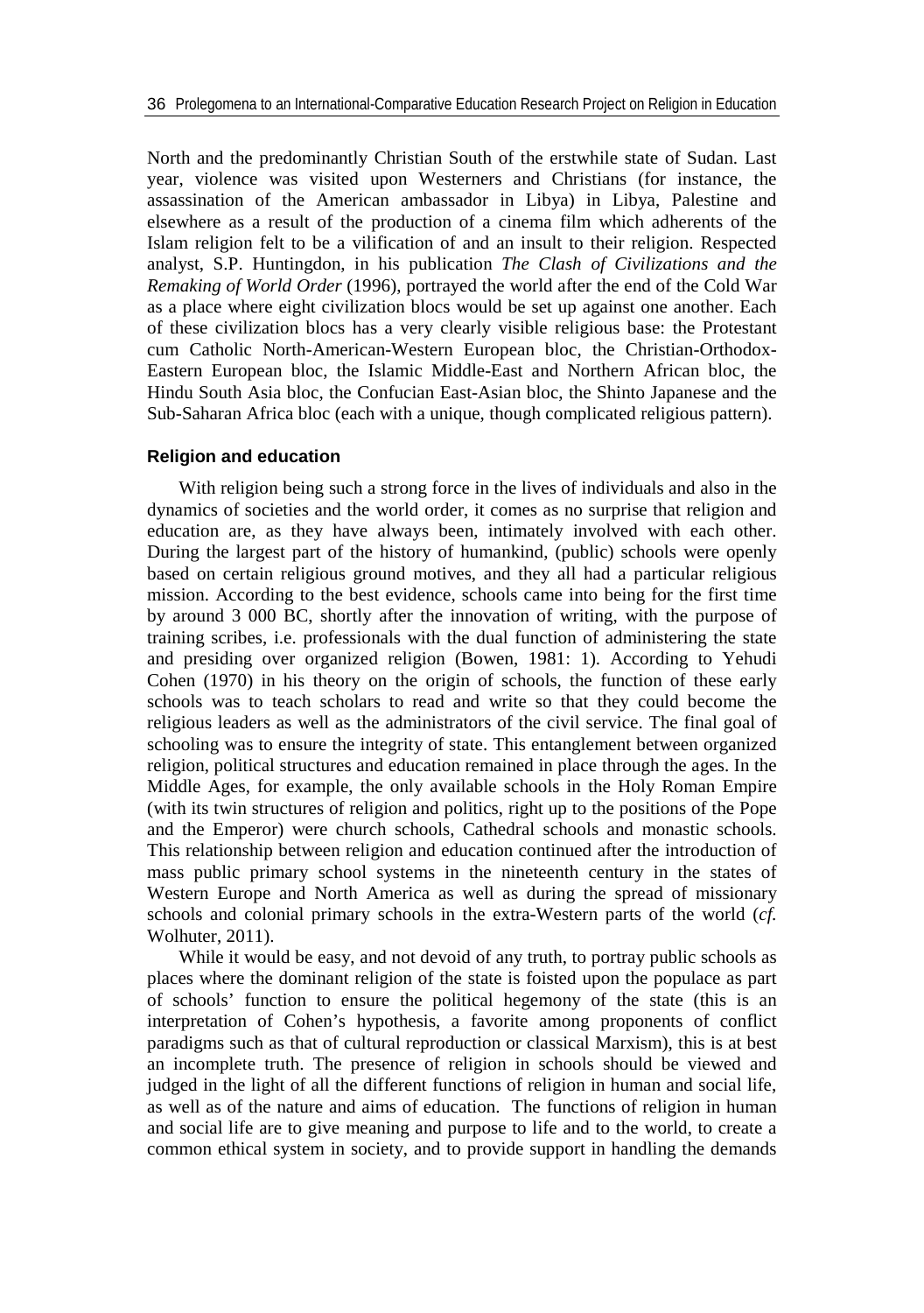North and the predominantly Christian South of the erstwhile state of Sudan. Last year, violence was visited upon Westerners and Christians (for instance, the assassination of the American ambassador in Libya) in Libya, Palestine and elsewhere as a result of the production of a cinema film which adherents of the Islam religion felt to be a vilification of and an insult to their religion. Respected analyst, S.P. Huntingdon, in his publication *The Clash of Civilizations and the Remaking of World Order* (1996), portrayed the world after the end of the Cold War as a place where eight civilization blocs would be set up against one another. Each of these civilization blocs has a very clearly visible religious base: the Protestant cum Catholic North-American-Western European bloc, the Christian-Orthodox-Eastern European bloc, the Islamic Middle-East and Northern African bloc, the Hindu South Asia bloc, the Confucian East-Asian bloc, the Shinto Japanese and the Sub-Saharan Africa bloc (each with a unique, though complicated religious pattern).

### Religion and education

With religion being such a strong force in the lives of individuals and also in the dynamics of societies and the world order, it comes as no surprise that religion and education are, as they have always been, intimately involved with each other. During the largest part of the history of humankind, (public) schools were openly based on certain religious ground motives, and they all had a particular religious mission. According to the best evidence, schools came into being for the first time by around 3 000 BC, shortly after the innovation of writing, with the purpose of training scribes, i.e. professionals with the dual function of administering the state and presiding over organized religion (Bowen, 1981: 1). According to Yehudi Cohen (1970) in his theory on the origin of schools, the function of these early schools was to teach scholars to read and write so that they could become the religious leaders as well as the administrators of the civil service. The final goal of schooling was to ensure the integrity of state. This entanglement between organized religion, political structures and education remained in place through the ages. In the Middle Ages, for example, the only available schools in the Holy Roman Empire (with its twin structures of religion and politics, right up to the positions of the Pope and the Emperor) were church schools, Cathedral schools and monastic schools. This relationship between religion and education continued after the introduction of mass public primary school systems in the nineteenth century in the states of Western Europe and North America as well as during the spread of missionary schools and colonial primary schools in the extra-Western parts of the world (*cf.* Wolhuter, 2011).

While it would be easy, and not devoid of any truth, to portray public schools as places where the dominant religion of the state is foisted upon the populace as part of schools' function to ensure the political hegemony of the state (this is an interpretation of Cohen's hypothesis, a favorite among proponents of conflict paradigms such as that of cultural reproduction or classical Marxism), this is at best an incomplete truth. The presence of religion in schools should be viewed and judged in the light of all the different functions of religion in human and social life, as well as of the nature and aims of education. The functions of religion in human and social life are to give meaning and purpose to life and to the world, to create a common ethical system in society, and to provide support in handling the demands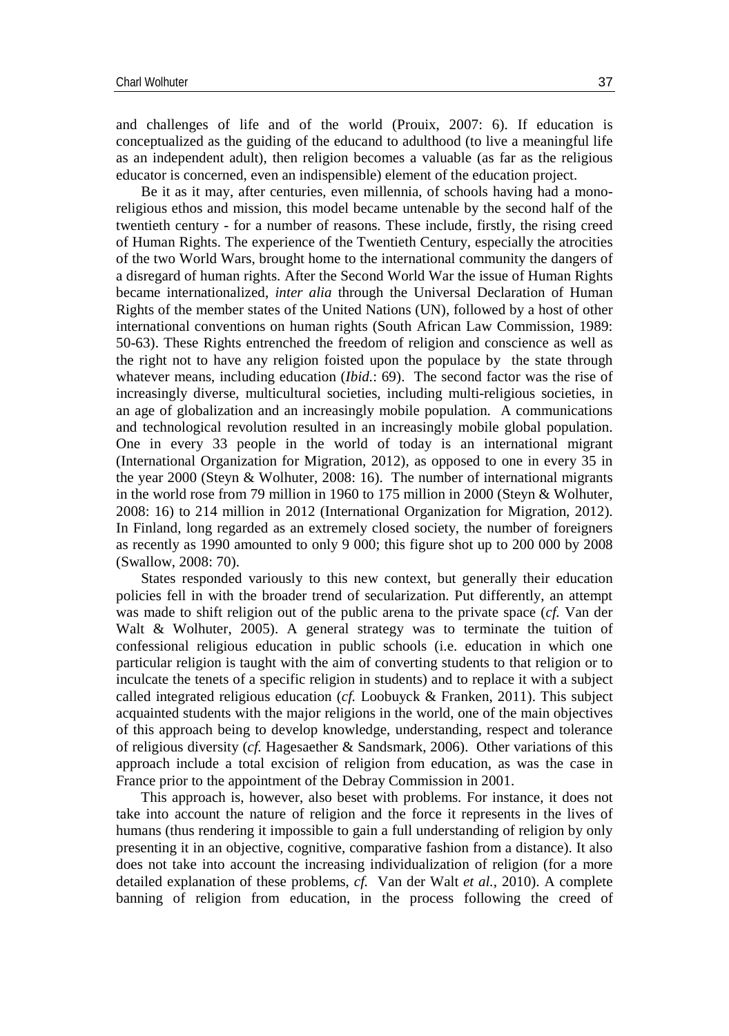and challenges of life and of the world (Prouix, 2007: 6). If education is conceptualized as the guiding of the educand to adulthood (to live a meaningful life as an independent adult), then religion becomes a valuable (as far as the religious educator is concerned, even an indispensible) element of the education project.

Be it as it may, after centuries, even millennia, of schools having had a mono-religious ethos and mission, this model became untenable by the second half of the twentieth century - for a number of reasons. These include, firstly, the rising creed of Human Rights. The experience of the Twentieth Century, especially the atrocities of the two World Wars, brought home to the international community the dangers of a disregard of human rights. After the Second World War the issue of Human Rights became internationalized, *inter alia* through the Universal Declaration of Human Rights of the member states of the United Nations (UN), followed by a host of other international conventions on human rights (South African Law Commission, 1989: 50-63). These Rights entrenched the freedom of religion and conscience as well as the right not to have any religion foisted upon the populace by the state through whatever means, including education (*Ibid.*: 69). The second factor was the rise of increasingly diverse, multicultural societies, including multi-religious societies, in an age of globalization and an increasingly mobile population. A communications and technological revolution resulted in an increasingly mobile global population. One in every 33 people in the world of today is an international migrant (International Organization for Migration, 2012), as opposed to one in every 35 in the year 2000 (Steyn & Wolhuter, 2008: 16). The number of international migrants in the world rose from 79 million in 1960 to 175 million in 2000 (Steyn & Wolhuter, 2008: 16) to 214 million in 2012 (International Organization for Migration, 2012). In Finland, long regarded as an extremely closed society, the number of foreigners as recently as 1990 amounted to only 9 000; this figure shot up to 200 000 by 2008 (Swallow, 2008: 70).

States responded variously to this new context, but generally their education policies fell in with the broader trend of secularization. Put differently, an attempt was made to shift religion out of the public arena to the private space (*cf.* Van der Walt & Wolhuter, 2005). A general strategy was to terminate the tuition of confessional religious education in public schools (i.e. education in which one particular religion is taught with the aim of converting students to that religion or to inculcate the tenets of a specific religion in students) and to replace it with a subject called integrated religious education (*cf.* Loobuyck & Franken, 2011). This subject acquainted students with the major religions in the world, one of the main objectives of this approach being to develop knowledge, understanding, respect and tolerance of religious diversity (*cf.* Hagesaether & Sandsmark, 2006). Other variations of this approach include a total excision of religion from education, as was the case in France prior to the appointment of the Debray Commission in 2001.

This approach is, however, also beset with problems. For instance, it does not take into account the nature of religion and the force it represents in the lives of humans (thus rendering it impossible to gain a full understanding of religion by only presenting it in an objective, cognitive, comparative fashion from a distance). It also does not take into account the increasing individualization of religion (for a more detailed explanation of these problems, *cf.* Van der Walt *et al.*, 2010). A complete banning of religion from education, in the process following the creed of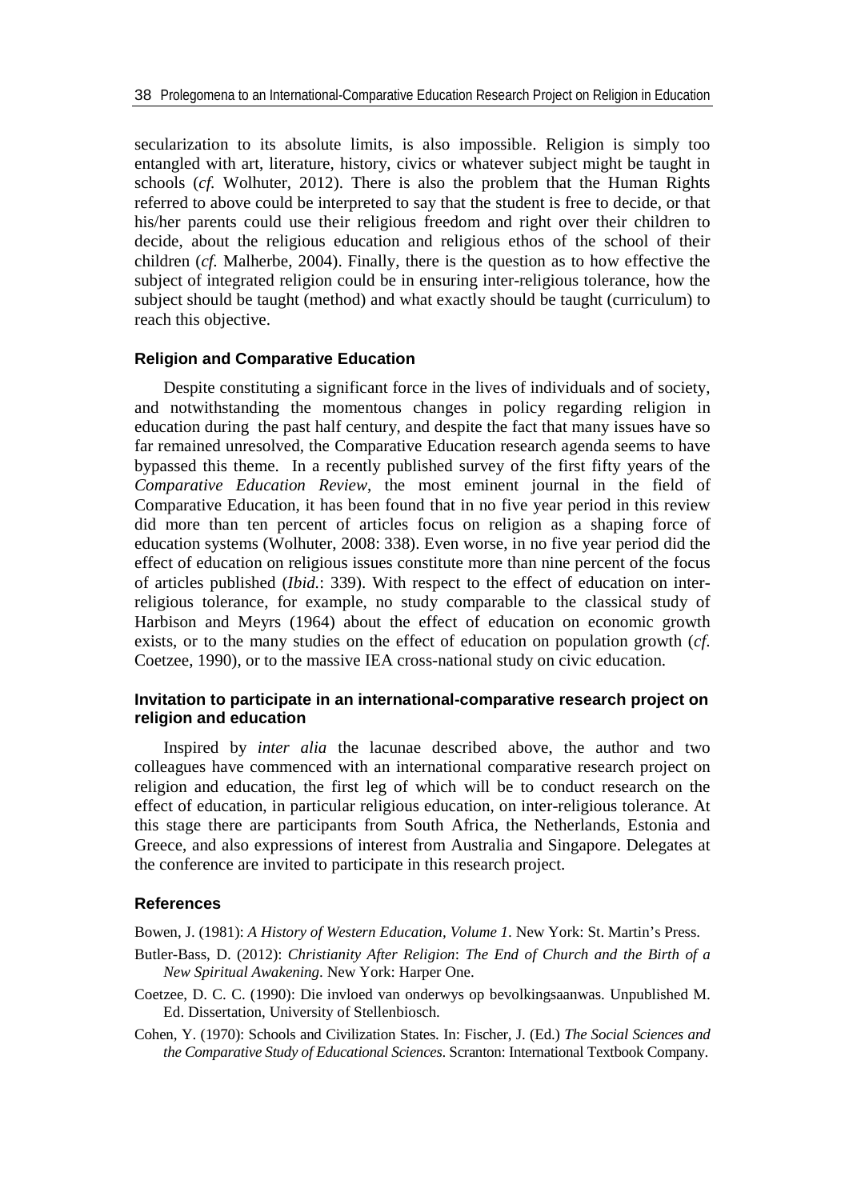secularization to its absolute limits, is also impossible. Religion is simply too entangled with art, literature, history, civics or whatever subject might be taught in schools (*cf.* Wolhuter, 2012). There is also the problem that the Human Rights referred to above could be interpreted to say that the student is free to decide, or that his/her parents could use their religious freedom and right over their children to decide, about the religious education and religious ethos of the school of their children (*cf.* Malherbe, 2004). Finally, there is the question as to how effective the subject of integrated religion could be in ensuring inter-religious tolerance, how the subject should be taught (method) and what exactly should be taught (curriculum) to reach this objective.

### Religion and Comparative Education

Despite constituting a significant force in the lives of individuals and of society, and notwithstanding the momentous changes in policy regarding religion in education during the past half century, and despite the fact that many issues have so far remained unresolved, the Comparative Education research agenda seems to have bypassed this theme. In a recently published survey of the first fifty years of the *Comparative Education Review*, the most eminent journal in the field of Comparative Education, it has been found that in no five year period in this review did more than ten percent of articles focus on religion as a shaping force of education systems (Wolhuter, 2008: 338). Even worse, in no five year period did the effect of education on religious issues constitute more than nine percent of the focus of articles published (*Ibid.*: 339). With respect to the effect of education on inter-religious tolerance, for example, no study comparable to the classical study of Harbison and Meyrs (1964) about the effect of education on economic growth exists, or to the many studies on the effect of education on population growth (*cf.* Coetzee, 1990), or to the massive IEA cross-national study on civic education.

### Invitation to participate in an international-comparative research project on religion and education

Inspired by *inter alia* the lacunae described above, the author and two colleagues have commenced with an international comparative research project on religion and education, the first leg of which will be to conduct research on the effect of education, in particular religious education, on inter-religious tolerance. At this stage there are participants from South Africa, the Netherlands, Estonia and Greece, and also expressions of interest from Australia and Singapore. Delegates at the conference are invited to participate in this research project.

### References

Bowen, J. (1981): *A History of Western Education, Volume 1*. New York: St. Martin's Press.

Butler-Bass, D. (2012): *Christianity After Religion*: *The End of Church and the Birth of a New Spiritual Awakening*. New York: Harper One.

Coetzee, D. C. C. (1990): Die invloed van onderwys op bevolkingsaanwas. Unpublished M. Ed. Dissertation, University of Stellenbiosch.

Cohen, Y. (1970): Schools and Civilization States. In: Fischer, J. (Ed.) *The Social Sciences and the Comparative Study of Educational Sciences*. Scranton: International Textbook Company.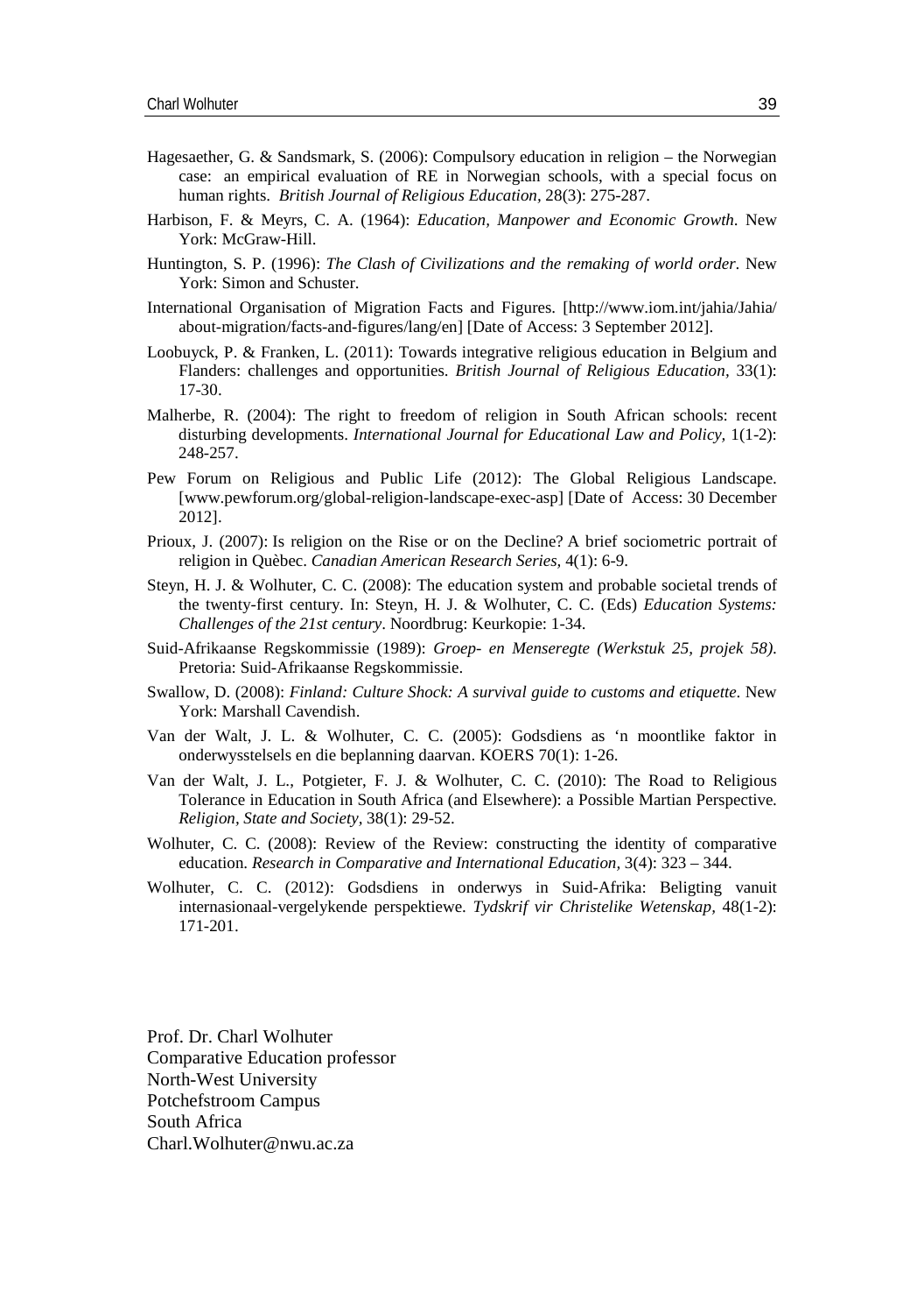Hagesaether, G. & Sandsmark, S. (2006): Compulsory education in religion – the Norwegian case: an empirical evaluation of RE in Norwegian schools, with a special focus on human rights. *British Journal of Religious Education,* 28(3): 275-287.

Harbison, F. & Meyrs, C. A. (1964): *Education, Manpower and Economic Growth*. New York: McGraw-Hill.

Huntington, S. P. (1996): *The Clash of Civilizations and the remaking of world order*. New York: Simon and Schuster.

International Organisation of Migration Facts and Figures. [http://www.iom.int/jahia/Jahia/about-migration/facts-and-figures/lang/en] [Date of Access: 3 September 2012].

Loobuyck, P. & Franken, L. (2011): Towards integrative religious education in Belgium and Flanders: challenges and opportunities. *British Journal of Religious Education,* 33(1): 17-30.

Malherbe, R. (2004): The right to freedom of religion in South African schools: recent disturbing developments. *International Journal for Educational Law and Policy,* 1(1-2): 248-257.

Pew Forum on Religious and Public Life (2012): The Global Religious Landscape. [www.pewforum.org/global-religion-landscape-exec-asp] [Date of Access: 30 December 2012].

Prioux, J. (2007): Is religion on the Rise or on the Decline? A brief sociometric portrait of religion in Quèbec. *Canadian American Research Series,* 4(1): 6-9.

Steyn, H. J. & Wolhuter, C. C. (2008): The education system and probable societal trends of the twenty-first century. In: Steyn, H. J. & Wolhuter, C. C. (Eds) *Education Systems: Challenges of the 21st century*. Noordbrug: Keurkopie: 1-34.

Suid-Afrikaanse Regskommissie (1989): *Groep- en Menseregte (Werkstuk 25, projek 58)*. Pretoria: Suid-Afrikaanse Regskommissie.

Swallow, D. (2008): *Finland: Culture Shock: A survival guide to customs and etiquette*. New York: Marshall Cavendish.

Van der Walt, J. L. & Wolhuter, C. C. (2005): Godsdiens as 'n moontlike faktor in onderwysstelsels en die beplanning daarvan. KOERS 70(1): 1-26.

Van der Walt, J. L., Potgieter, F. J. & Wolhuter, C. C. (2010): The Road to Religious Tolerance in Education in South Africa (and Elsewhere): a Possible Martian Perspective. *Religion, State and Society,* 38(1): 29-52.

Wolhuter, C. C. (2008): Review of the Review: constructing the identity of comparative education. *Research in Comparative and International Education,* 3(4): 323 – 344.

Wolhuter, C. C. (2012): Godsdiens in onderwys in Suid-Afrika: Beligting vanuit internasionaal-vergelykende perspektiewe. *Tydskrif vir Christelike Wetenskap,* 48(1-2): 171-201.

Prof. Dr. Charl Wolhuter
Comparative Education professor
North-West University
Potchefstroom Campus
South Africa
Charl.Wolhuter@nwu.ac.za